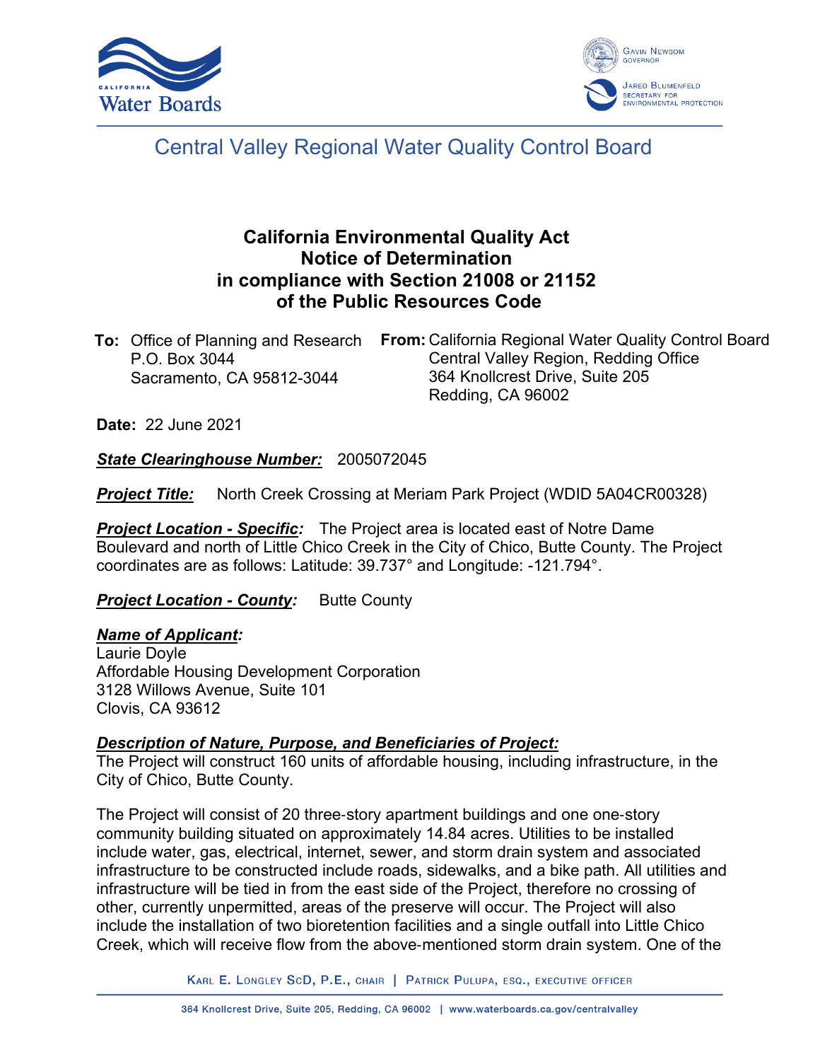# Central Valley Regional Water Quality Control Board

## California Environmental Quality Act Notice of Determination in compliance with Section 21008 or 21152 of the Public Resources Code

**To:** Office of Planning and Research
P.O. Box 3044
Sacramento, CA 95812-3044

**From:** California Regional Water Quality Control Board
Central Valley Region, Redding Office
364 Knollcrest Drive, Suite 205
Redding, CA 96002

**Date:** 22 June 2021

***State Clearinghouse Number:*** 2005072045

***Project Title:*** North Creek Crossing at Meriam Park Project (WDID 5A04CR00328)

***Project Location - Specific:*** The Project area is located east of Notre Dame Boulevard and north of Little Chico Creek in the City of Chico, Butte County. The Project coordinates are as follows: Latitude: 39.737° and Longitude: -121.794°.

***Project Location - County:*** Butte County

***Name of Applicant:***
Laurie Doyle
Affordable Housing Development Corporation
3128 Willows Avenue, Suite 101
Clovis, CA 93612

***Description of Nature, Purpose, and Beneficiaries of Project:***
The Project will construct 160 units of affordable housing, including infrastructure, in the City of Chico, Butte County.

The Project will consist of 20 three-story apartment buildings and one one-story community building situated on approximately 14.84 acres. Utilities to be installed include water, gas, electrical, internet, sewer, and storm drain system and associated infrastructure to be constructed include roads, sidewalks, and a bike path. All utilities and infrastructure will be tied in from the east side of the Project, therefore no crossing of other, currently unpermitted, areas of the preserve will occur. The Project will also include the installation of two bioretention facilities and a single outfall into Little Chico Creek, which will receive flow from the above-mentioned storm drain system. One of the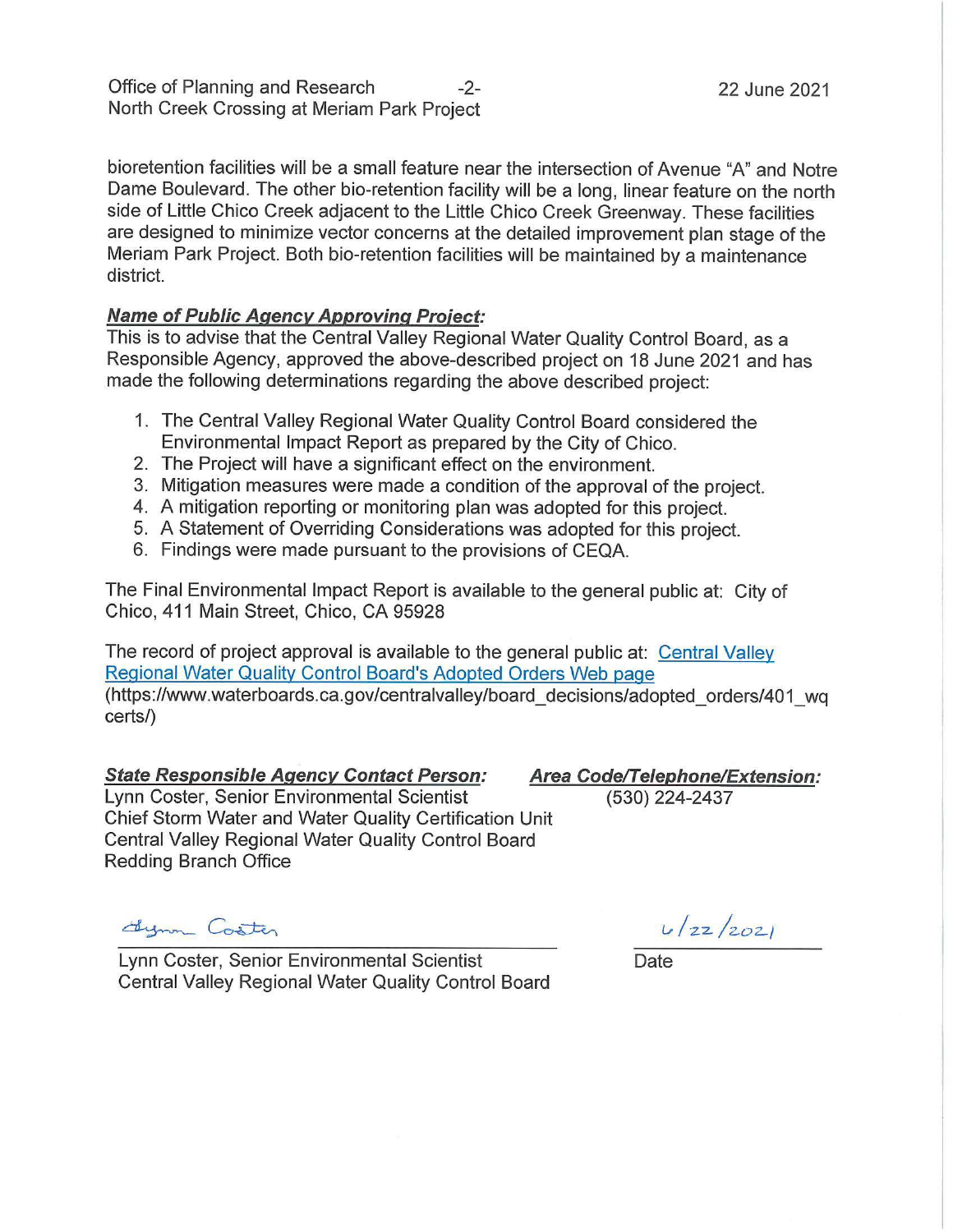bioretention facilities will be a small feature near the intersection of Avenue "A" and Notre Dame Boulevard. The other bio-retention facility will be a long, linear feature on the north side of Little Chico Creek adjacent to the Little Chico Creek Greenway. These facilities are designed to minimize vector concerns at the detailed improvement plan stage of the Meriam Park Project. Both bio-retention facilities will be maintained by a maintenance district.

***Name of Public Agency Approving Project:***
This is to advise that the Central Valley Regional Water Quality Control Board, as a Responsible Agency, approved the above-described project on 18 June 2021 and has made the following determinations regarding the above described project:

1. The Central Valley Regional Water Quality Control Board considered the Environmental Impact Report as prepared by the City of Chico.
2. The Project will have a significant effect on the environment.
3. Mitigation measures were made a condition of the approval of the project.
4. A mitigation reporting or monitoring plan was adopted for this project.
5. A Statement of Overriding Considerations was adopted for this project.
6. Findings were made pursuant to the provisions of CEQA.

The Final Environmental Impact Report is available to the general public at: City of Chico, 411 Main Street, Chico, CA 95928

The record of project approval is available to the general public at: [Central Valley Regional Water Quality Control Board's Adopted Orders Web page](https://www.waterboards.ca.gov/centralvalley/board_decisions/adopted_orders/401_wqcerts/)
(https://www.waterboards.ca.gov/centralvalley/board_decisions/adopted_orders/401_wqcerts/)

***State Responsible Agency Contact Person:***
Lynn Coster, Senior Environmental Scientist
Chief Storm Water and Water Quality Certification Unit
Central Valley Regional Water Quality Control Board
Redding Branch Office

***Area Code/Telephone/Extension:***
(530) 224-2437

Lynn Coster

Lynn Coster, Senior Environmental Scientist
Central Valley Regional Water Quality Control Board

6/22/2021
Date